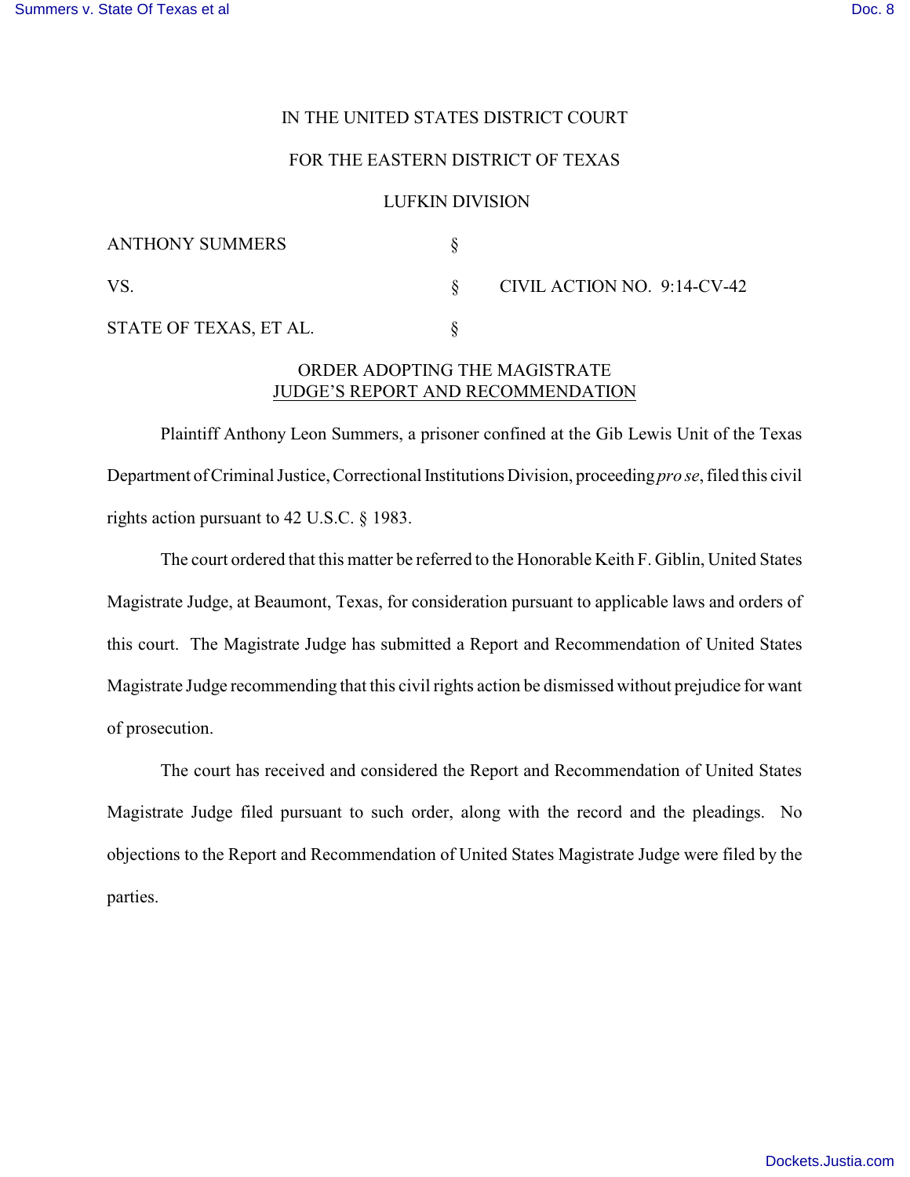IN THE UNITED STATES DISTRICT COURT

FOR THE EASTERN DISTRICT OF TEXAS

LUFKIN DIVISION

| | | |
|---|---|---|
| ANTHONY SUMMERS | § | |
| VS. | § | CIVIL ACTION NO. 9:14-CV-42 |
| STATE OF TEXAS, ET AL. | § | |

## ORDER ADOPTING THE MAGISTRATE JUDGE'S REPORT AND RECOMMENDATION

Plaintiff Anthony Leon Summers, a prisoner confined at the Gib Lewis Unit of the Texas Department of Criminal Justice, Correctional Institutions Division, proceeding *pro se*, filed this civil rights action pursuant to 42 U.S.C. § 1983.

The court ordered that this matter be referred to the Honorable Keith F. Giblin, United States Magistrate Judge, at Beaumont, Texas, for consideration pursuant to applicable laws and orders of this court. The Magistrate Judge has submitted a Report and Recommendation of United States Magistrate Judge recommending that this civil rights action be dismissed without prejudice for want of prosecution.

The court has received and considered the Report and Recommendation of United States Magistrate Judge filed pursuant to such order, along with the record and the pleadings. No objections to the Report and Recommendation of United States Magistrate Judge were filed by the parties.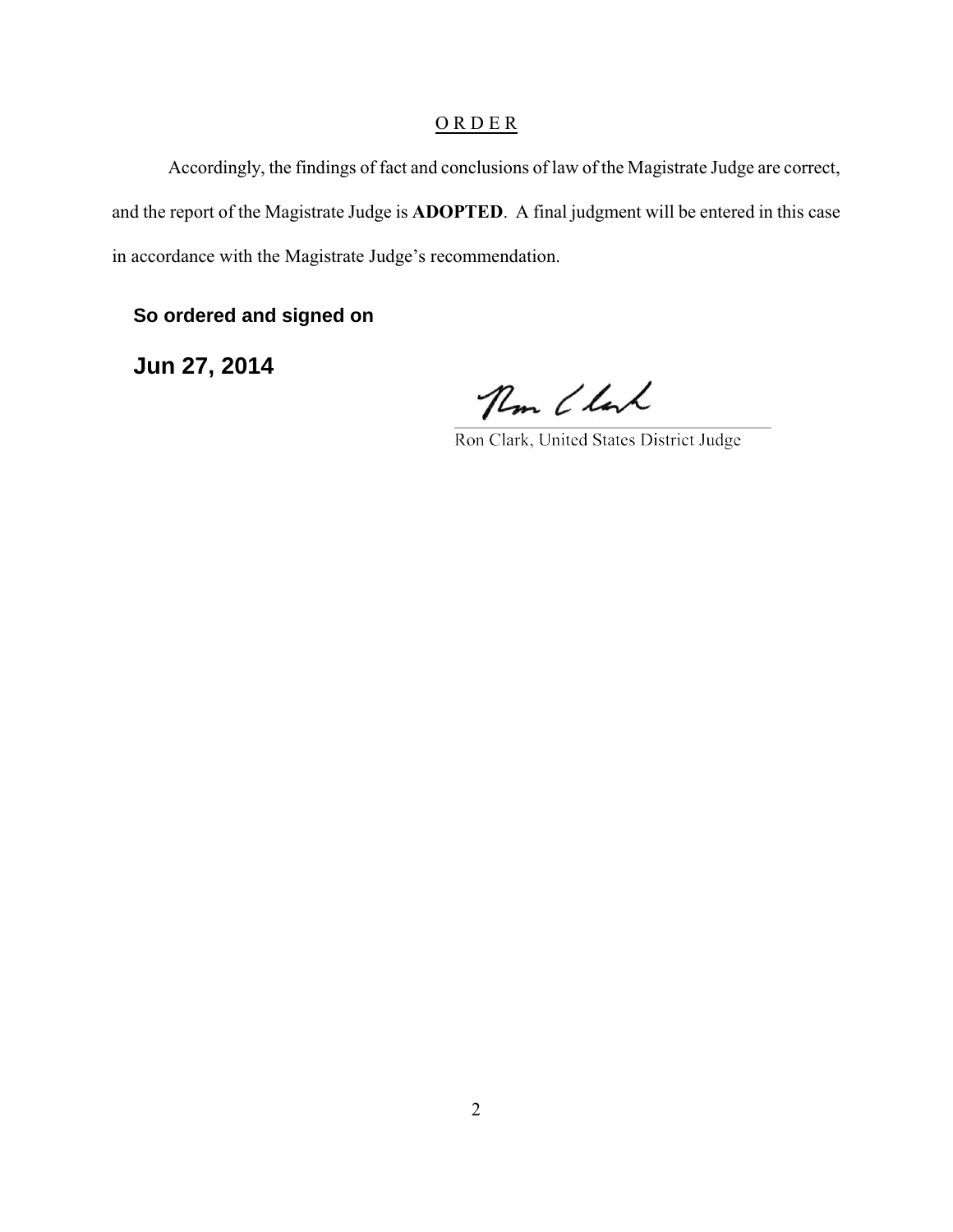## O R D E R

Accordingly, the findings of fact and conclusions of law of the Magistrate Judge are correct, and the report of the Magistrate Judge is **ADOPTED**. A final judgment will be entered in this case in accordance with the Magistrate Judge's recommendation.

**So ordered and signed on**

**Jun 27, 2014**

Ron Clark, United States District Judge